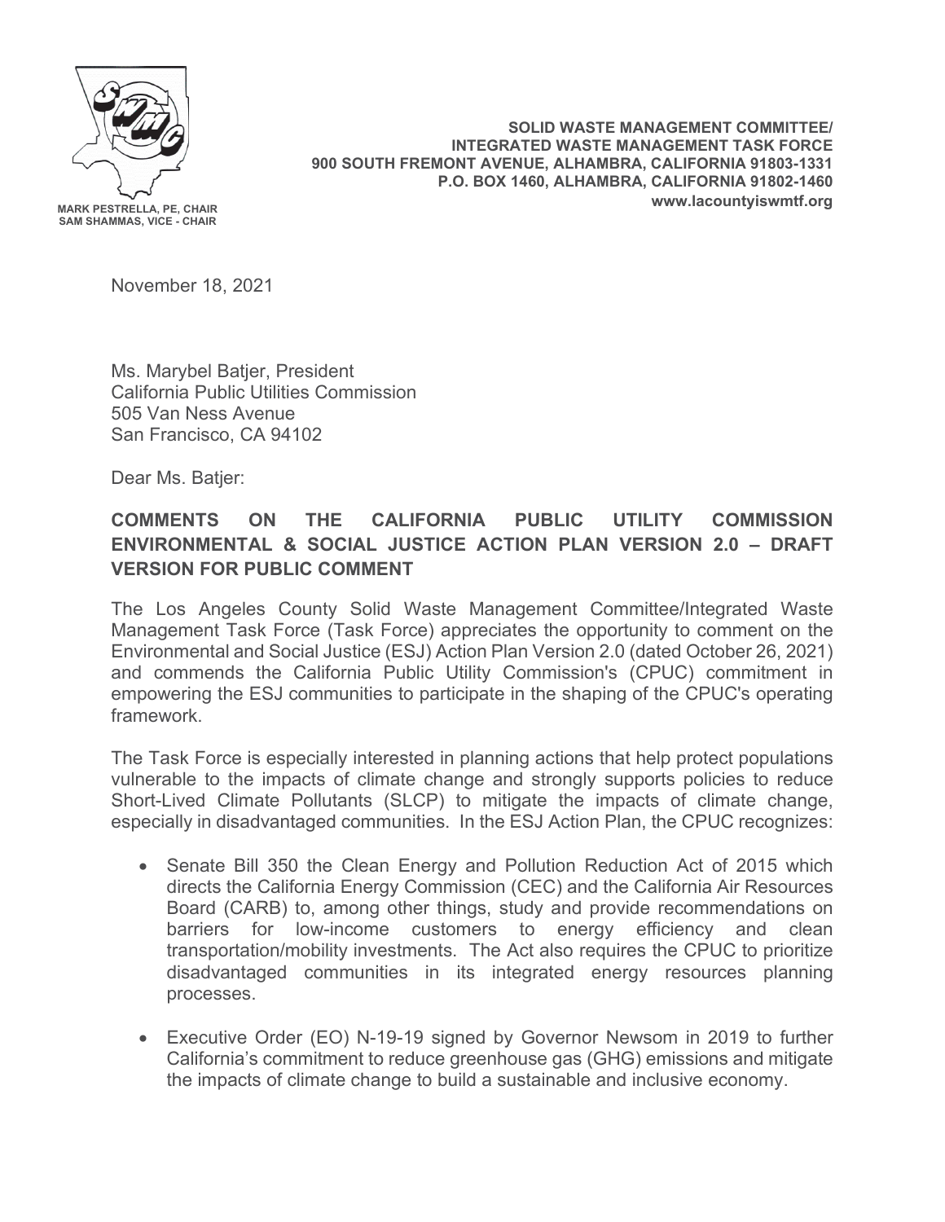MARK PESTRELLA, PE, CHAIR
SAM SHAMMAS, VICE - CHAIR

**SOLID WASTE MANAGEMENT COMMITTEE/**
**INTEGRATED WASTE MANAGEMENT TASK FORCE**
**900 SOUTH FREMONT AVENUE, ALHAMBRA, CALIFORNIA 91803-1331**
**P.O. BOX 1460, ALHAMBRA, CALIFORNIA 91802-1460**
**www.lacountyiswmtf.org**

November 18, 2021

Ms. Marybel Batjer, President
California Public Utilities Commission
505 Van Ness Avenue
San Francisco, CA 94102

Dear Ms. Batjer:

**COMMENTS ON THE CALIFORNIA PUBLIC UTILITY COMMISSION ENVIRONMENTAL & SOCIAL JUSTICE ACTION PLAN VERSION 2.0 – DRAFT VERSION FOR PUBLIC COMMENT**

The Los Angeles County Solid Waste Management Committee/Integrated Waste Management Task Force (Task Force) appreciates the opportunity to comment on the Environmental and Social Justice (ESJ) Action Plan Version 2.0 (dated October 26, 2021) and commends the California Public Utility Commission's (CPUC) commitment in empowering the ESJ communities to participate in the shaping of the CPUC's operating framework.

The Task Force is especially interested in planning actions that help protect populations vulnerable to the impacts of climate change and strongly supports policies to reduce Short-Lived Climate Pollutants (SLCP) to mitigate the impacts of climate change, especially in disadvantaged communities. In the ESJ Action Plan, the CPUC recognizes:

- Senate Bill 350 the Clean Energy and Pollution Reduction Act of 2015 which directs the California Energy Commission (CEC) and the California Air Resources Board (CARB) to, among other things, study and provide recommendations on barriers for low-income customers to energy efficiency and clean transportation/mobility investments. The Act also requires the CPUC to prioritize disadvantaged communities in its integrated energy resources planning processes.

- Executive Order (EO) N-19-19 signed by Governor Newsom in 2019 to further California's commitment to reduce greenhouse gas (GHG) emissions and mitigate the impacts of climate change to build a sustainable and inclusive economy.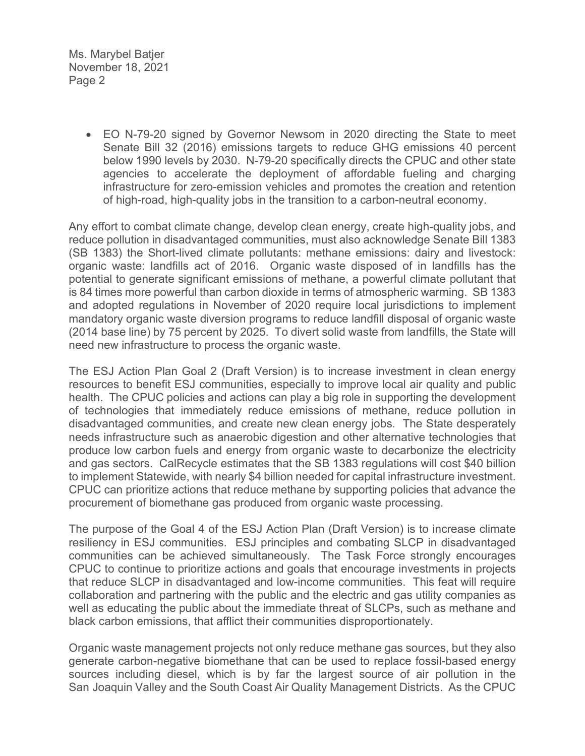- EO N-79-20 signed by Governor Newsom in 2020 directing the State to meet Senate Bill 32 (2016) emissions targets to reduce GHG emissions 40 percent below 1990 levels by 2030. N-79-20 specifically directs the CPUC and other state agencies to accelerate the deployment of affordable fueling and charging infrastructure for zero-emission vehicles and promotes the creation and retention of high-road, high-quality jobs in the transition to a carbon-neutral economy.

Any effort to combat climate change, develop clean energy, create high-quality jobs, and reduce pollution in disadvantaged communities, must also acknowledge Senate Bill 1383 (SB 1383) the Short-lived climate pollutants: methane emissions: dairy and livestock: organic waste: landfills act of 2016. Organic waste disposed of in landfills has the potential to generate significant emissions of methane, a powerful climate pollutant that is 84 times more powerful than carbon dioxide in terms of atmospheric warming. SB 1383 and adopted regulations in November of 2020 require local jurisdictions to implement mandatory organic waste diversion programs to reduce landfill disposal of organic waste (2014 base line) by 75 percent by 2025. To divert solid waste from landfills, the State will need new infrastructure to process the organic waste.

The ESJ Action Plan Goal 2 (Draft Version) is to increase investment in clean energy resources to benefit ESJ communities, especially to improve local air quality and public health. The CPUC policies and actions can play a big role in supporting the development of technologies that immediately reduce emissions of methane, reduce pollution in disadvantaged communities, and create new clean energy jobs. The State desperately needs infrastructure such as anaerobic digestion and other alternative technologies that produce low carbon fuels and energy from organic waste to decarbonize the electricity and gas sectors. CalRecycle estimates that the SB 1383 regulations will cost $40 billion to implement Statewide, with nearly $4 billion needed for capital infrastructure investment. CPUC can prioritize actions that reduce methane by supporting policies that advance the procurement of biomethane gas produced from organic waste processing.

The purpose of the Goal 4 of the ESJ Action Plan (Draft Version) is to increase climate resiliency in ESJ communities. ESJ principles and combating SLCP in disadvantaged communities can be achieved simultaneously. The Task Force strongly encourages CPUC to continue to prioritize actions and goals that encourage investments in projects that reduce SLCP in disadvantaged and low-income communities. This feat will require collaboration and partnering with the public and the electric and gas utility companies as well as educating the public about the immediate threat of SLCPs, such as methane and black carbon emissions, that afflict their communities disproportionately.

Organic waste management projects not only reduce methane gas sources, but they also generate carbon-negative biomethane that can be used to replace fossil-based energy sources including diesel, which is by far the largest source of air pollution in the San Joaquin Valley and the South Coast Air Quality Management Districts. As the CPUC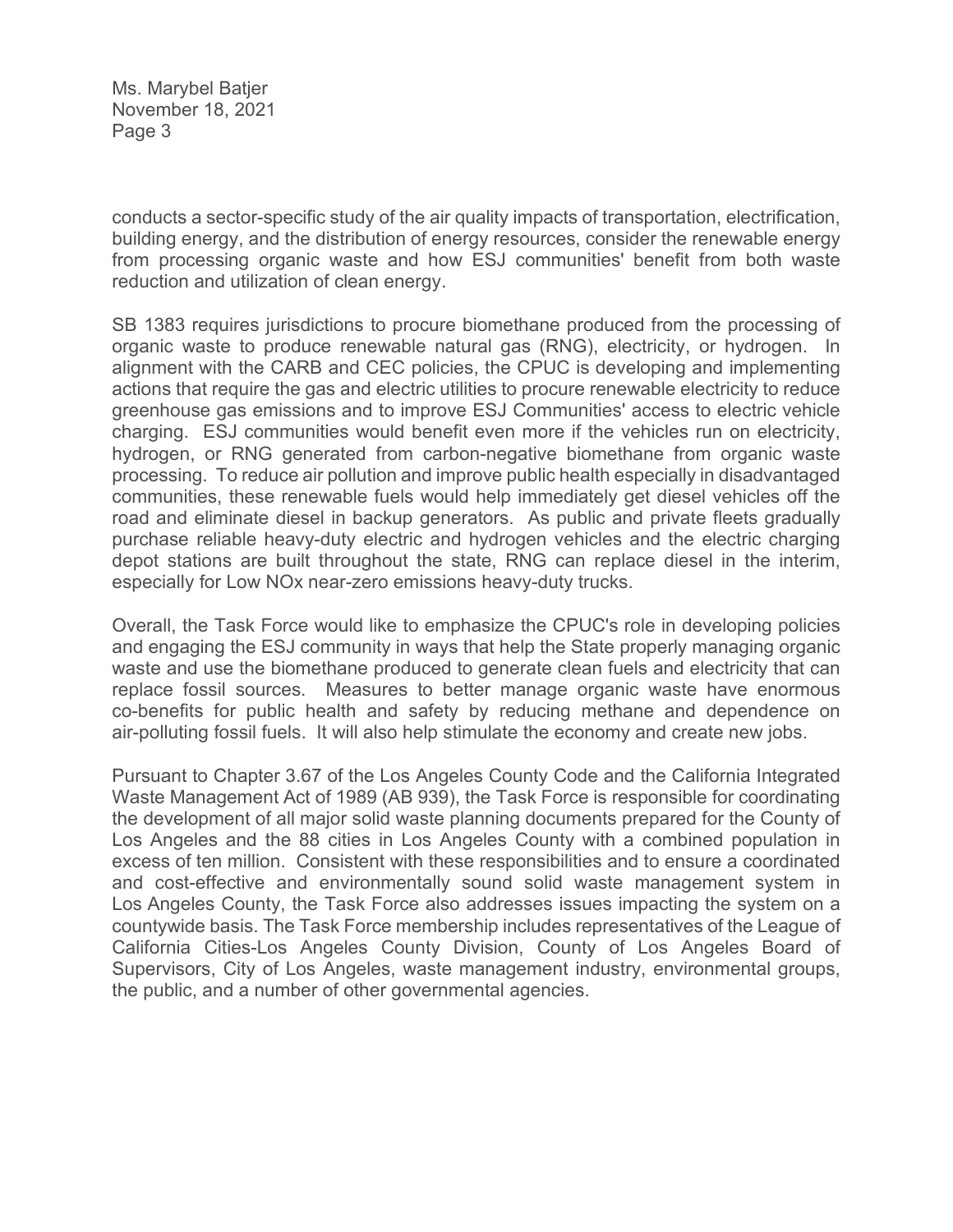conducts a sector-specific study of the air quality impacts of transportation, electrification, building energy, and the distribution of energy resources, consider the renewable energy from processing organic waste and how ESJ communities' benefit from both waste reduction and utilization of clean energy.

SB 1383 requires jurisdictions to procure biomethane produced from the processing of organic waste to produce renewable natural gas (RNG), electricity, or hydrogen. In alignment with the CARB and CEC policies, the CPUC is developing and implementing actions that require the gas and electric utilities to procure renewable electricity to reduce greenhouse gas emissions and to improve ESJ Communities' access to electric vehicle charging. ESJ communities would benefit even more if the vehicles run on electricity, hydrogen, or RNG generated from carbon-negative biomethane from organic waste processing. To reduce air pollution and improve public health especially in disadvantaged communities, these renewable fuels would help immediately get diesel vehicles off the road and eliminate diesel in backup generators. As public and private fleets gradually purchase reliable heavy-duty electric and hydrogen vehicles and the electric charging depot stations are built throughout the state, RNG can replace diesel in the interim, especially for Low NOx near-zero emissions heavy-duty trucks.

Overall, the Task Force would like to emphasize the CPUC's role in developing policies and engaging the ESJ community in ways that help the State properly managing organic waste and use the biomethane produced to generate clean fuels and electricity that can replace fossil sources. Measures to better manage organic waste have enormous co-benefits for public health and safety by reducing methane and dependence on air-polluting fossil fuels. It will also help stimulate the economy and create new jobs.

Pursuant to Chapter 3.67 of the Los Angeles County Code and the California Integrated Waste Management Act of 1989 (AB 939), the Task Force is responsible for coordinating the development of all major solid waste planning documents prepared for the County of Los Angeles and the 88 cities in Los Angeles County with a combined population in excess of ten million. Consistent with these responsibilities and to ensure a coordinated and cost-effective and environmentally sound solid waste management system in Los Angeles County, the Task Force also addresses issues impacting the system on a countywide basis. The Task Force membership includes representatives of the League of California Cities-Los Angeles County Division, County of Los Angeles Board of Supervisors, City of Los Angeles, waste management industry, environmental groups, the public, and a number of other governmental agencies.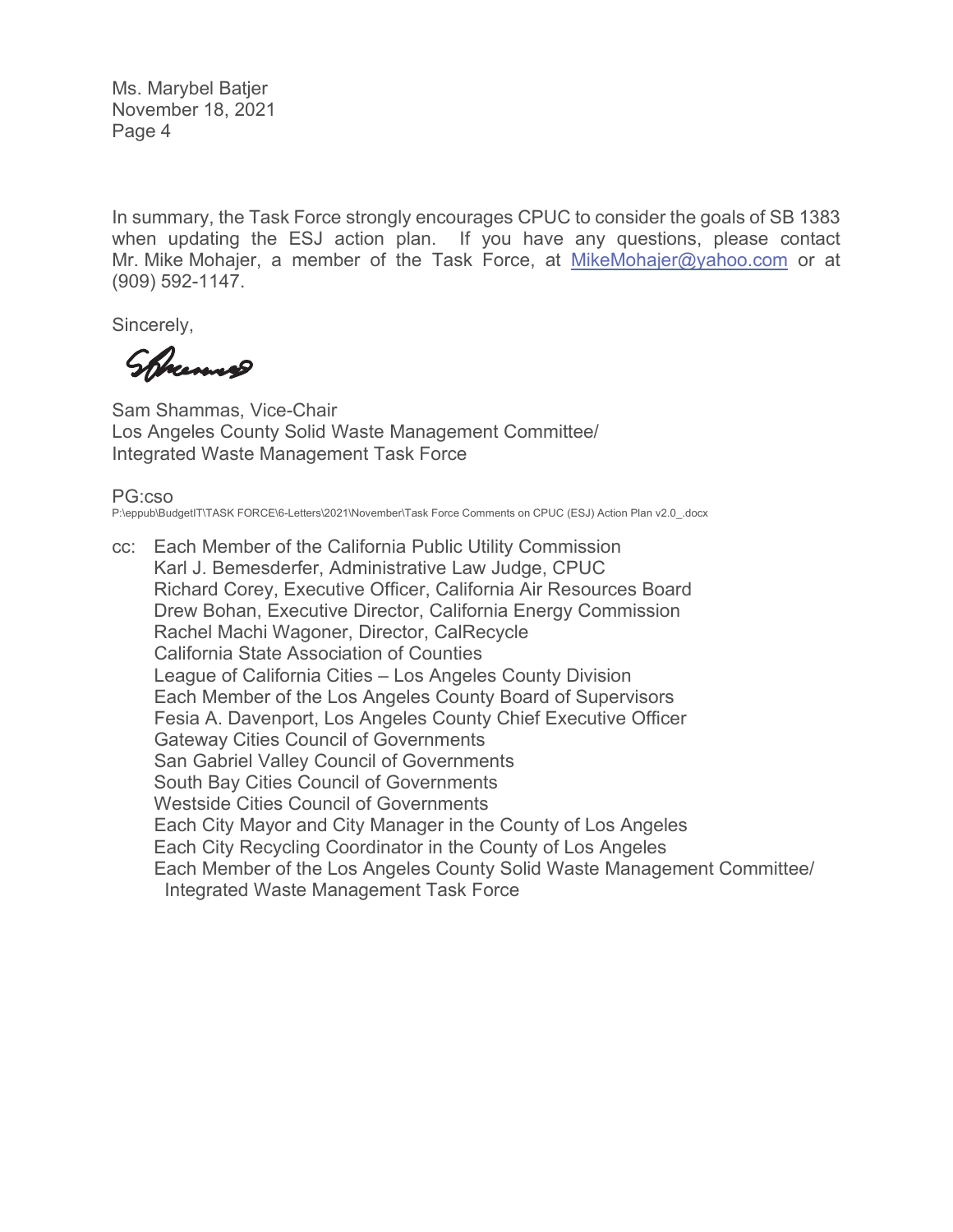Ms. Marybel Batjer
November 18, 2021

In summary, the Task Force strongly encourages CPUC to consider the goals of SB 1383 when updating the ESJ action plan. If you have any questions, please contact Mr. Mike Mohajer, a member of the Task Force, at MikeMohajer@yahoo.com or at (909) 592-1147.

Sincerely,

Sam Shammas, Vice-Chair
Los Angeles County Solid Waste Management Committee/
Integrated Waste Management Task Force

PG:cso
P:\eppub\BudgetIT\TASK FORCE\6-Letters\2021\November\Task Force Comments on CPUC (ESJ) Action Plan v2.0_.docx

cc: Each Member of the California Public Utility Commission
Karl J. Bemesderfer, Administrative Law Judge, CPUC
Richard Corey, Executive Officer, California Air Resources Board
Drew Bohan, Executive Director, California Energy Commission
Rachel Machi Wagoner, Director, CalRecycle
California State Association of Counties
League of California Cities – Los Angeles County Division
Each Member of the Los Angeles County Board of Supervisors
Fesia A. Davenport, Los Angeles County Chief Executive Officer
Gateway Cities Council of Governments
San Gabriel Valley Council of Governments
South Bay Cities Council of Governments
Westside Cities Council of Governments
Each City Mayor and City Manager in the County of Los Angeles
Each City Recycling Coordinator in the County of Los Angeles
Each Member of the Los Angeles County Solid Waste Management Committee/
Integrated Waste Management Task Force